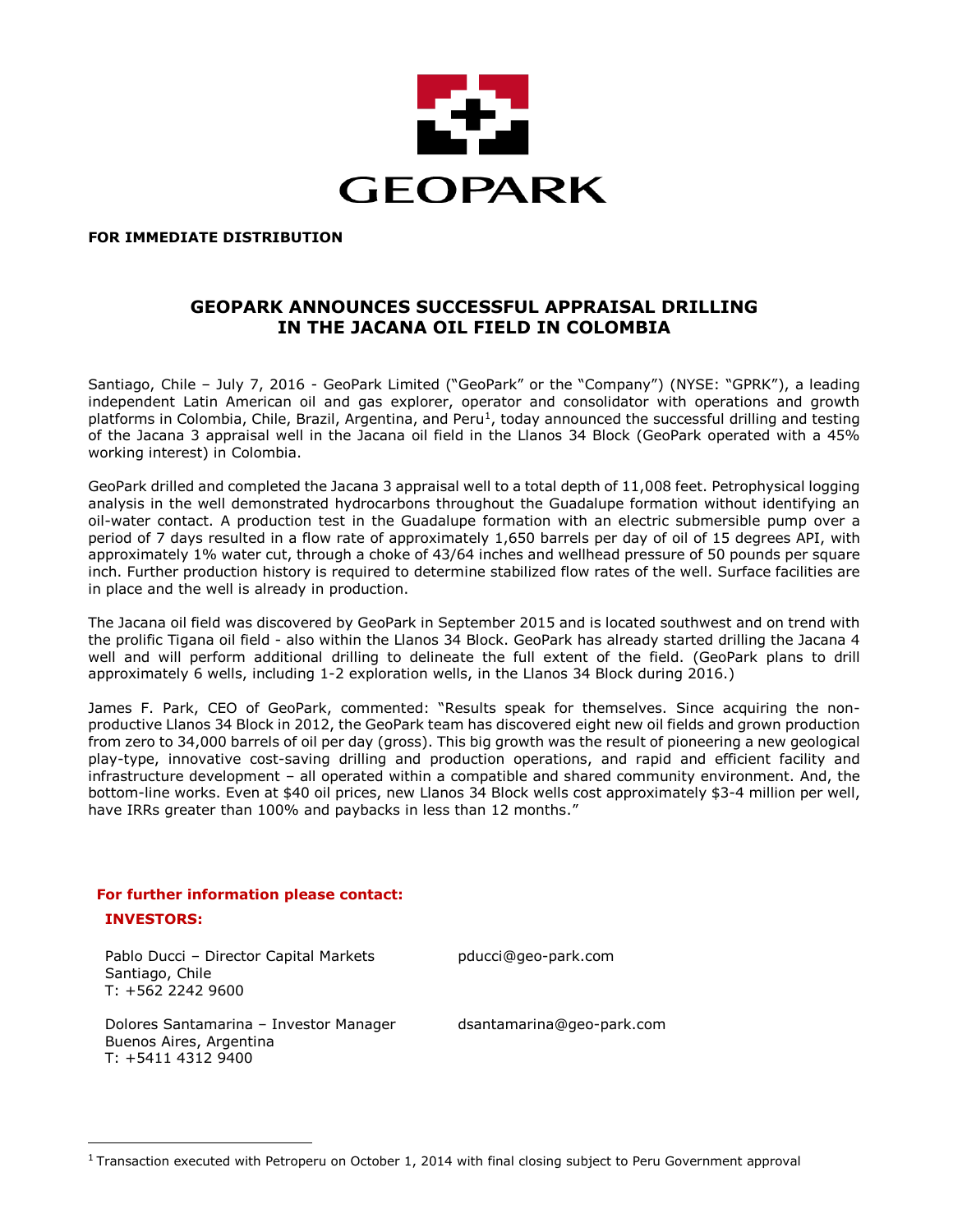GEOPARK

**FOR IMMEDIATE DISTRIBUTION**

# GEOPARK ANNOUNCES SUCCESSFUL APPRAISAL DRILLING IN THE JACANA OIL FIELD IN COLOMBIA

Santiago, Chile – July 7, 2016 - GeoPark Limited ("GeoPark" or the "Company") (NYSE: "GPRK"), a leading independent Latin American oil and gas explorer, operator and consolidator with operations and growth platforms in Colombia, Chile, Brazil, Argentina, and Peru[1], today announced the successful drilling and testing of the Jacana 3 appraisal well in the Jacana oil field in the Llanos 34 Block (GeoPark operated with a 45% working interest) in Colombia.

GeoPark drilled and completed the Jacana 3 appraisal well to a total depth of 11,008 feet. Petrophysical logging analysis in the well demonstrated hydrocarbons throughout the Guadalupe formation without identifying an oil-water contact. A production test in the Guadalupe formation with an electric submersible pump over a period of 7 days resulted in a flow rate of approximately 1,650 barrels per day of oil of 15 degrees API, with approximately 1% water cut, through a choke of 43/64 inches and wellhead pressure of 50 pounds per square inch. Further production history is required to determine stabilized flow rates of the well. Surface facilities are in place and the well is already in production.

The Jacana oil field was discovered by GeoPark in September 2015 and is located southwest and on trend with the prolific Tigana oil field - also within the Llanos 34 Block. GeoPark has already started drilling the Jacana 4 well and will perform additional drilling to delineate the full extent of the field. (GeoPark plans to drill approximately 6 wells, including 1-2 exploration wells, in the Llanos 34 Block during 2016.)

James F. Park, CEO of GeoPark, commented: "Results speak for themselves. Since acquiring the non-productive Llanos 34 Block in 2012, the GeoPark team has discovered eight new oil fields and grown production from zero to 34,000 barrels of oil per day (gross). This big growth was the result of pioneering a new geological play-type, innovative cost-saving drilling and production operations, and rapid and efficient facility and infrastructure development – all operated within a compatible and shared community environment. And, the bottom-line works. Even at $40 oil prices, new Llanos 34 Block wells cost approximately $3-4 million per well, have IRRs greater than 100% and paybacks in less than 12 months."

**For further information please contact:**

**INVESTORS:**

Pablo Ducci – Director Capital Markets
Santiago, Chile
T: +562 2242 9600
pducci@geo-park.com

Dolores Santamarina – Investor Manager
Buenos Aires, Argentina
T: +5411 4312 9400
dsantamarina@geo-park.com

---

[1] Transaction executed with Petroperu on October 1, 2014 with final closing subject to Peru Government approval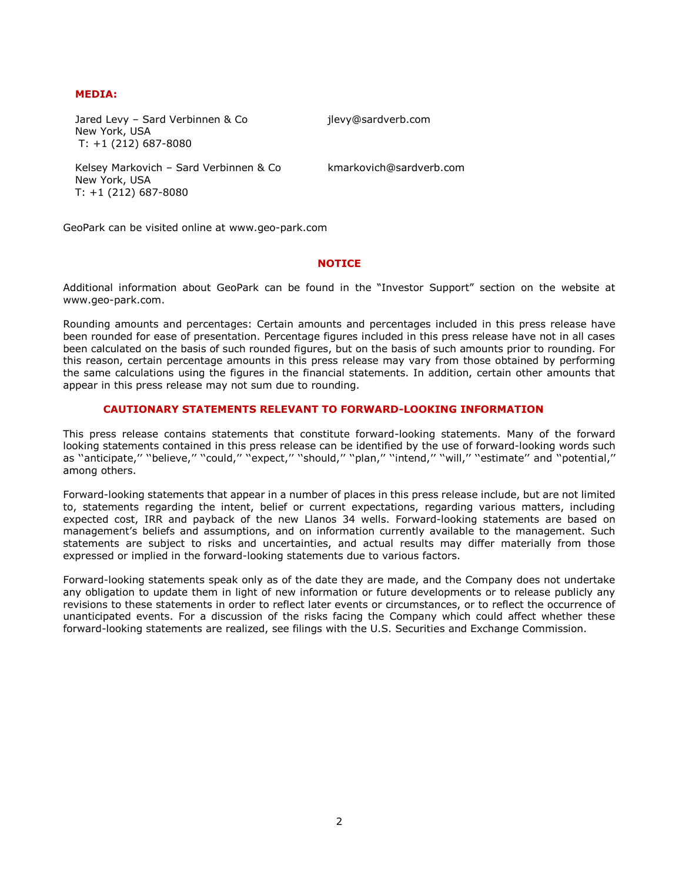**MEDIA:**

Jared Levy – Sard Verbinnen & Co  
New York, USA  
T: +1 (212) 687-8080  
jlevy@sardverb.com

Kelsey Markovich – Sard Verbinnen & Co  
New York, USA  
T: +1 (212) 687-8080  
kmarkovich@sardverb.com

GeoPark can be visited online at www.geo-park.com

## NOTICE

Additional information about GeoPark can be found in the "Investor Support" section on the website at www.geo-park.com.

Rounding amounts and percentages: Certain amounts and percentages included in this press release have been rounded for ease of presentation. Percentage figures included in this press release have not in all cases been calculated on the basis of such rounded figures, but on the basis of such amounts prior to rounding. For this reason, certain percentage amounts in this press release may vary from those obtained by performing the same calculations using the figures in the financial statements. In addition, certain other amounts that appear in this press release may not sum due to rounding.

## CAUTIONARY STATEMENTS RELEVANT TO FORWARD-LOOKING INFORMATION

This press release contains statements that constitute forward-looking statements. Many of the forward looking statements contained in this press release can be identified by the use of forward-looking words such as ''anticipate,'' ''believe,'' ''could,'' ''expect,'' ''should,'' ''plan,'' ''intend,'' ''will,'' ''estimate'' and ''potential,'' among others.

Forward-looking statements that appear in a number of places in this press release include, but are not limited to, statements regarding the intent, belief or current expectations, regarding various matters, including expected cost, IRR and payback of the new Llanos 34 wells. Forward-looking statements are based on management's beliefs and assumptions, and on information currently available to the management. Such statements are subject to risks and uncertainties, and actual results may differ materially from those expressed or implied in the forward-looking statements due to various factors.

Forward-looking statements speak only as of the date they are made, and the Company does not undertake any obligation to update them in light of new information or future developments or to release publicly any revisions to these statements in order to reflect later events or circumstances, or to reflect the occurrence of unanticipated events. For a discussion of the risks facing the Company which could affect whether these forward-looking statements are realized, see filings with the U.S. Securities and Exchange Commission.